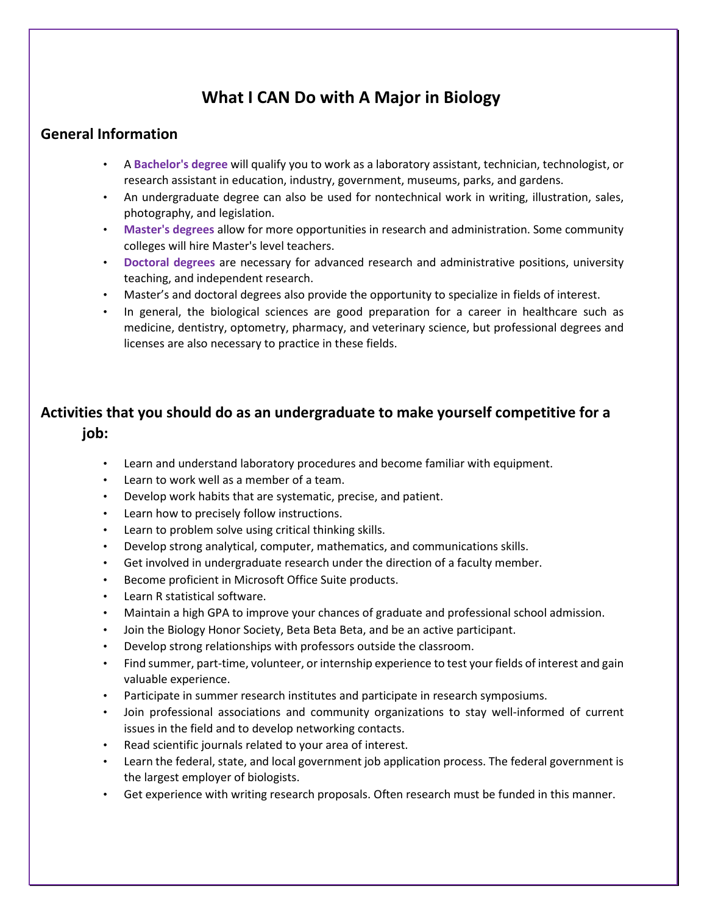# What I CAN Do with A Major in Biology

## General Information

- A **Bachelor's degree** will qualify you to work as a laboratory assistant, technician, technologist, or research assistant in education, industry, government, museums, parks, and gardens.
- An undergraduate degree can also be used for nontechnical work in writing, illustration, sales, photography, and legislation.
- **Master's degrees** allow for more opportunities in research and administration. Some community colleges will hire Master's level teachers.
- **Doctoral degrees** are necessary for advanced research and administrative positions, university teaching, and independent research.
- Master's and doctoral degrees also provide the opportunity to specialize in fields of interest.
- In general, the biological sciences are good preparation for a career in healthcare such as medicine, dentistry, optometry, pharmacy, and veterinary science, but professional degrees and licenses are also necessary to practice in these fields.

## Activities that you should do as an undergraduate to make yourself competitive for a job:

- Learn and understand laboratory procedures and become familiar with equipment.
- Learn to work well as a member of a team.
- Develop work habits that are systematic, precise, and patient.
- Learn how to precisely follow instructions.
- Learn to problem solve using critical thinking skills.
- Develop strong analytical, computer, mathematics, and communications skills.
- Get involved in undergraduate research under the direction of a faculty member.
- Become proficient in Microsoft Office Suite products.
- Learn R statistical software.
- Maintain a high GPA to improve your chances of graduate and professional school admission.
- Join the Biology Honor Society, Beta Beta Beta, and be an active participant.
- Develop strong relationships with professors outside the classroom.
- Find summer, part-time, volunteer, or internship experience to test your fields of interest and gain valuable experience.
- Participate in summer research institutes and participate in research symposiums.
- Join professional associations and community organizations to stay well-informed of current issues in the field and to develop networking contacts.
- Read scientific journals related to your area of interest.
- Learn the federal, state, and local government job application process. The federal government is the largest employer of biologists.
- Get experience with writing research proposals. Often research must be funded in this manner.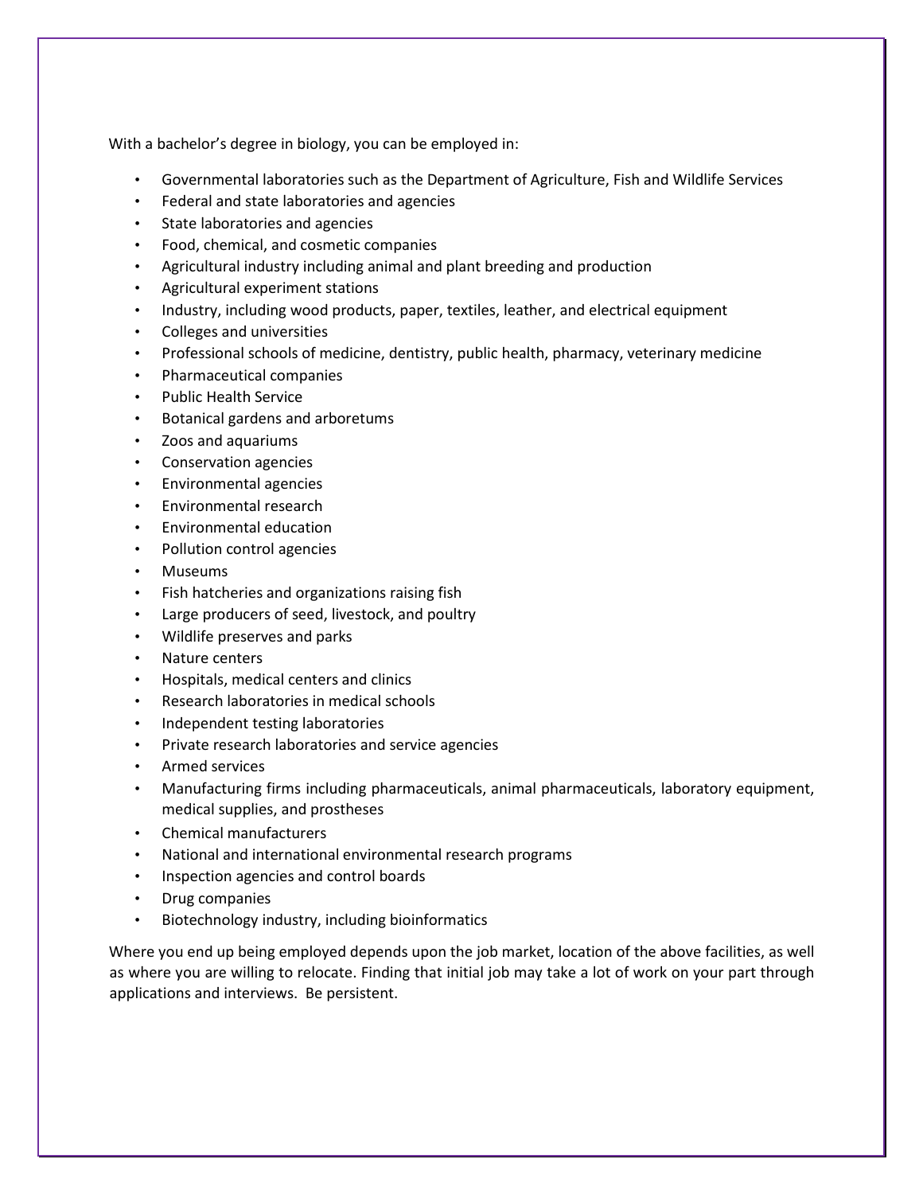With a bachelor's degree in biology, you can be employed in:

- Governmental laboratories such as the Department of Agriculture, Fish and Wildlife Services
- Federal and state laboratories and agencies
- State laboratories and agencies
- Food, chemical, and cosmetic companies
- Agricultural industry including animal and plant breeding and production
- Agricultural experiment stations
- Industry, including wood products, paper, textiles, leather, and electrical equipment
- Colleges and universities
- Professional schools of medicine, dentistry, public health, pharmacy, veterinary medicine
- Pharmaceutical companies
- Public Health Service
- Botanical gardens and arboretums
- Zoos and aquariums
- Conservation agencies
- Environmental agencies
- Environmental research
- Environmental education
- Pollution control agencies
- Museums
- Fish hatcheries and organizations raising fish
- Large producers of seed, livestock, and poultry
- Wildlife preserves and parks
- Nature centers
- Hospitals, medical centers and clinics
- Research laboratories in medical schools
- Independent testing laboratories
- Private research laboratories and service agencies
- Armed services
- Manufacturing firms including pharmaceuticals, animal pharmaceuticals, laboratory equipment, medical supplies, and prostheses
- Chemical manufacturers
- National and international environmental research programs
- Inspection agencies and control boards
- Drug companies
- Biotechnology industry, including bioinformatics

Where you end up being employed depends upon the job market, location of the above facilities, as well as where you are willing to relocate. Finding that initial job may take a lot of work on your part through applications and interviews. Be persistent.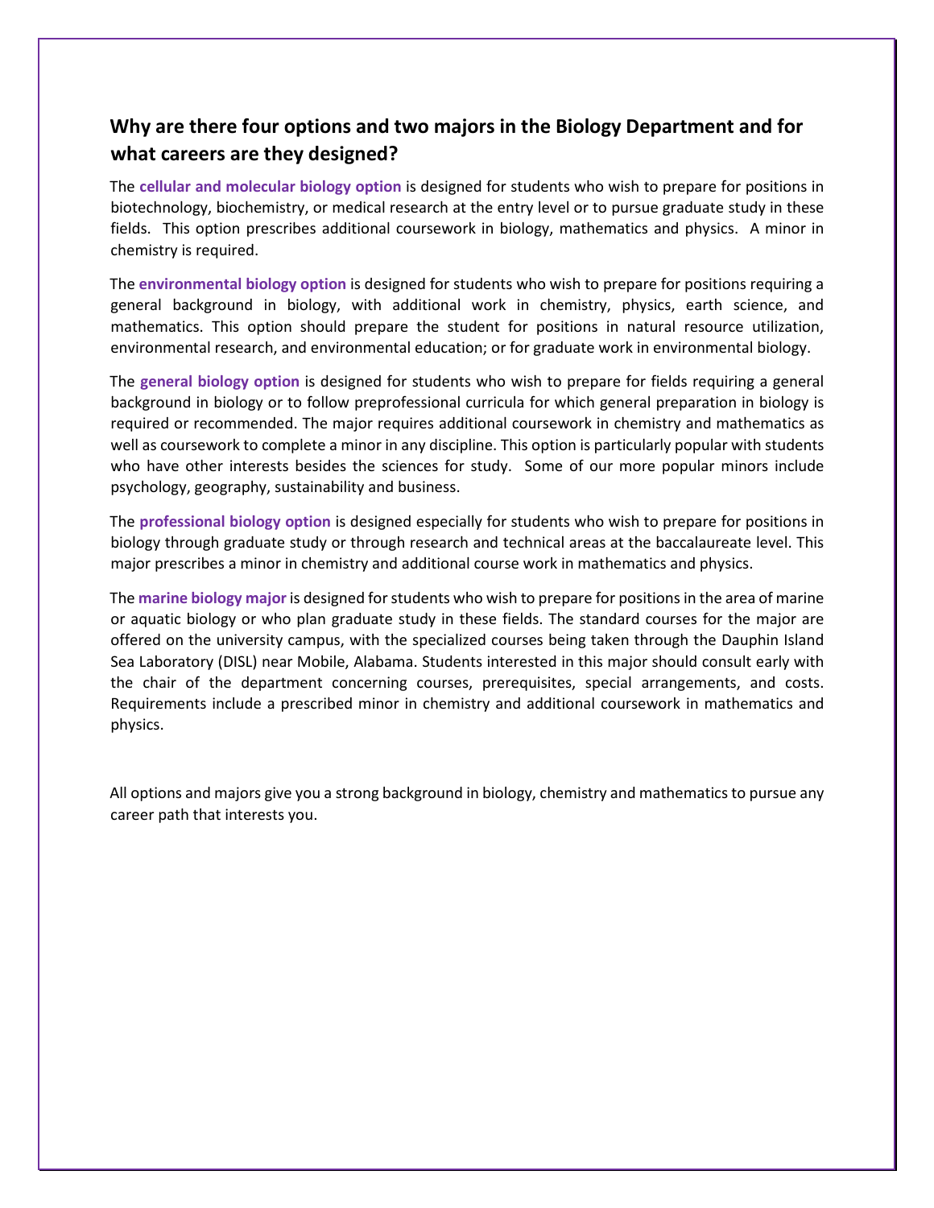## Why are there four options and two majors in the Biology Department and for what careers are they designed?

The **cellular and molecular biology option** is designed for students who wish to prepare for positions in biotechnology, biochemistry, or medical research at the entry level or to pursue graduate study in these fields. This option prescribes additional coursework in biology, mathematics and physics. A minor in chemistry is required.

The **environmental biology option** is designed for students who wish to prepare for positions requiring a general background in biology, with additional work in chemistry, physics, earth science, and mathematics. This option should prepare the student for positions in natural resource utilization, environmental research, and environmental education; or for graduate work in environmental biology.

The **general biology option** is designed for students who wish to prepare for fields requiring a general background in biology or to follow preprofessional curricula for which general preparation in biology is required or recommended. The major requires additional coursework in chemistry and mathematics as well as coursework to complete a minor in any discipline. This option is particularly popular with students who have other interests besides the sciences for study. Some of our more popular minors include psychology, geography, sustainability and business.

The **professional biology option** is designed especially for students who wish to prepare for positions in biology through graduate study or through research and technical areas at the baccalaureate level. This major prescribes a minor in chemistry and additional course work in mathematics and physics.

The **marine biology major** is designed for students who wish to prepare for positions in the area of marine or aquatic biology or who plan graduate study in these fields. The standard courses for the major are offered on the university campus, with the specialized courses being taken through the Dauphin Island Sea Laboratory (DISL) near Mobile, Alabama. Students interested in this major should consult early with the chair of the department concerning courses, prerequisites, special arrangements, and costs. Requirements include a prescribed minor in chemistry and additional coursework in mathematics and physics.

All options and majors give you a strong background in biology, chemistry and mathematics to pursue any career path that interests you.